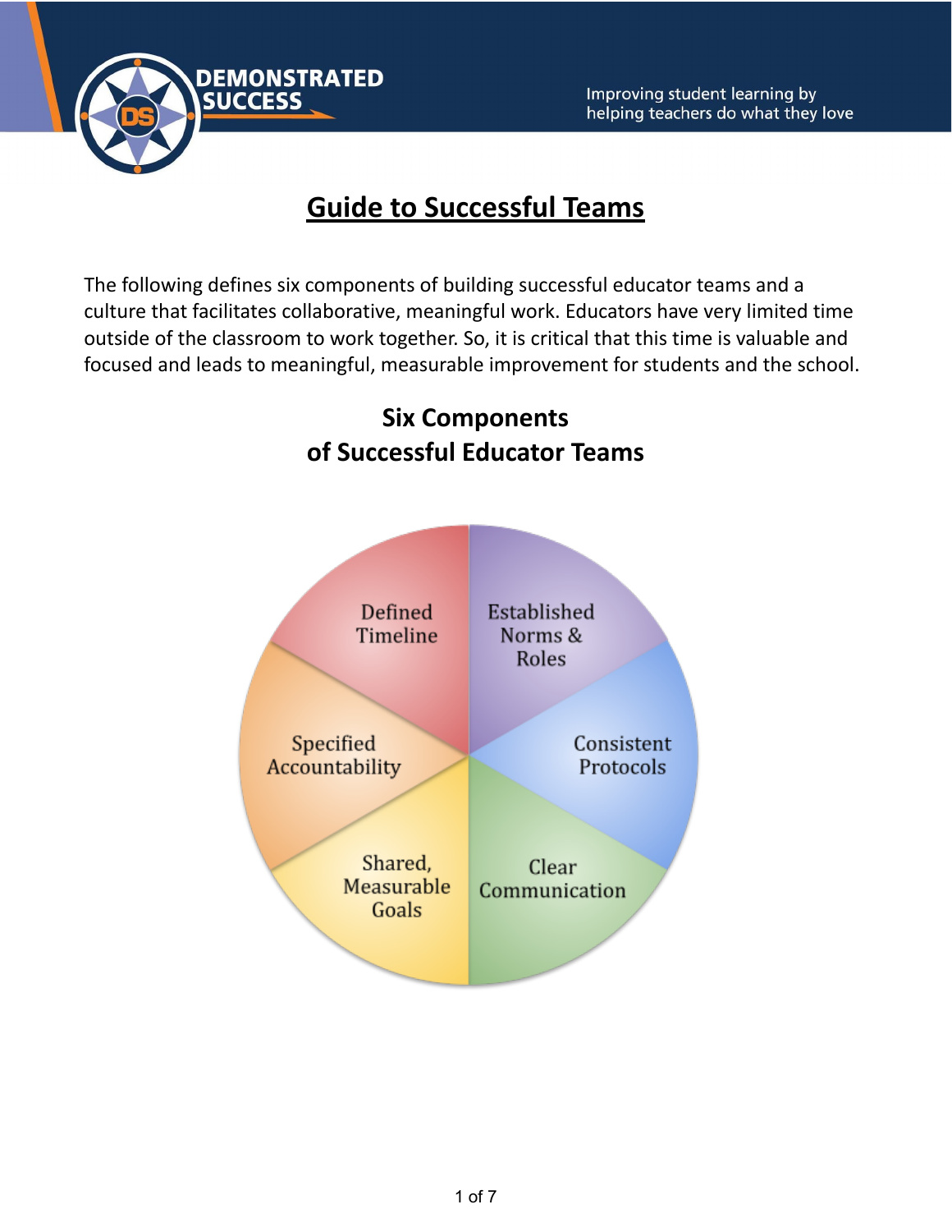# Guide to Successful Teams

The following defines six components of building successful educator teams and a culture that facilitates collaborative, meaningful work. Educators have very limited time outside of the classroom to work together. So, it is critical that this time is valuable and focused and leads to meaningful, measurable improvement for students and the school.

## Six Components of Successful Educator Teams

- Defined Timeline
- Established Norms & Roles
- Consistent Protocols
- Clear Communication
- Shared, Measurable Goals
- Specified Accountability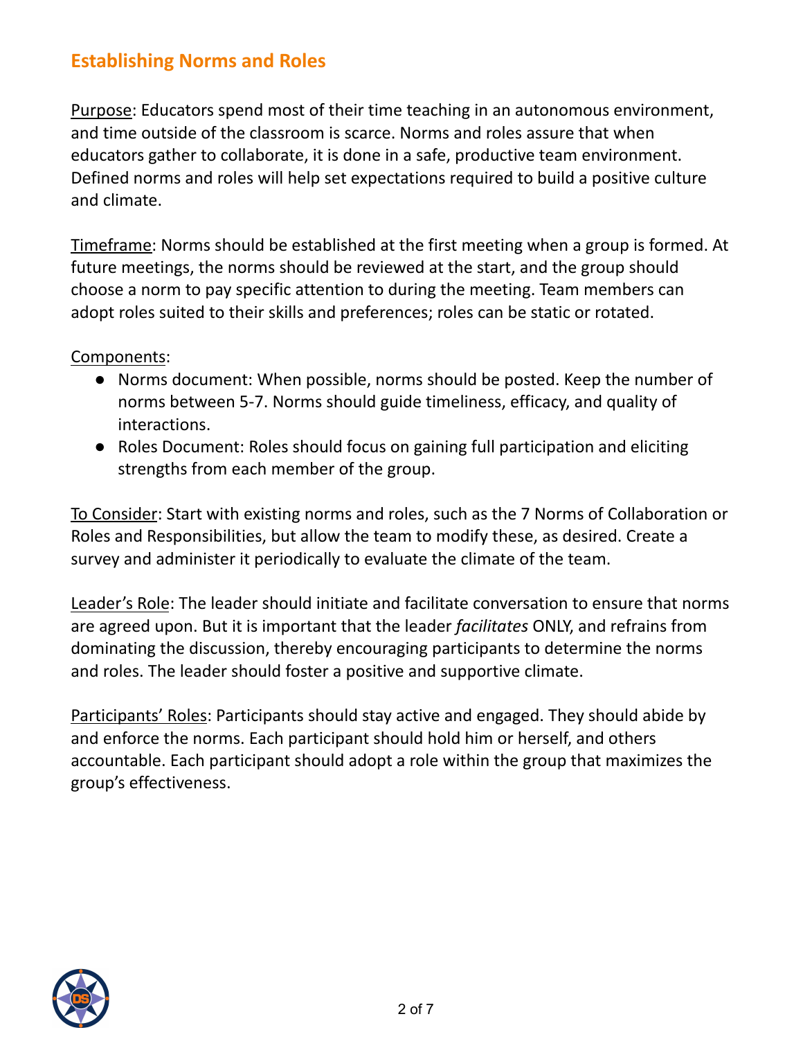## Establishing Norms and Roles

Purpose: Educators spend most of their time teaching in an autonomous environment, and time outside of the classroom is scarce. Norms and roles assure that when educators gather to collaborate, it is done in a safe, productive team environment. Defined norms and roles will help set expectations required to build a positive culture and climate.

Timeframe: Norms should be established at the first meeting when a group is formed. At future meetings, the norms should be reviewed at the start, and the group should choose a norm to pay specific attention to during the meeting. Team members can adopt roles suited to their skills and preferences; roles can be static or rotated.

Components:

- Norms document: When possible, norms should be posted. Keep the number of norms between 5-7. Norms should guide timeliness, efficacy, and quality of interactions.
- Roles Document: Roles should focus on gaining full participation and eliciting strengths from each member of the group.

To Consider: Start with existing norms and roles, such as the 7 Norms of Collaboration or Roles and Responsibilities, but allow the team to modify these, as desired. Create a survey and administer it periodically to evaluate the climate of the team.

Leader's Role: The leader should initiate and facilitate conversation to ensure that norms are agreed upon. But it is important that the leader *facilitates* ONLY, and refrains from dominating the discussion, thereby encouraging participants to determine the norms and roles. The leader should foster a positive and supportive climate.

Participants' Roles: Participants should stay active and engaged. They should abide by and enforce the norms. Each participant should hold him or herself, and others accountable. Each participant should adopt a role within the group that maximizes the group's effectiveness.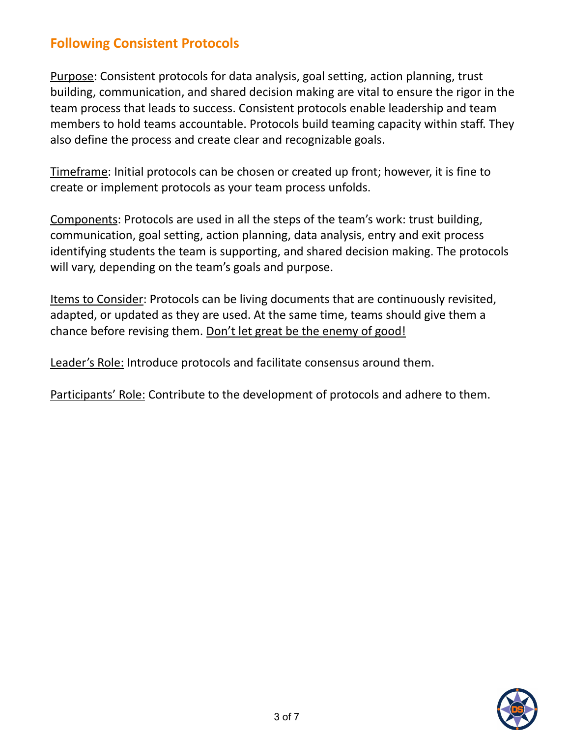## Following Consistent Protocols

<u>Purpose</u>: Consistent protocols for data analysis, goal setting, action planning, trust building, communication, and shared decision making are vital to ensure the rigor in the team process that leads to success. Consistent protocols enable leadership and team members to hold teams accountable. Protocols build teaming capacity within staff. They also define the process and create clear and recognizable goals.

<u>Timeframe</u>: Initial protocols can be chosen or created up front; however, it is fine to create or implement protocols as your team process unfolds.

<u>Components</u>: Protocols are used in all the steps of the team's work: trust building, communication, goal setting, action planning, data analysis, entry and exit process identifying students the team is supporting, and shared decision making. The protocols will vary, depending on the team's goals and purpose.

<u>Items to Consider</u>: Protocols can be living documents that are continuously revisited, adapted, or updated as they are used. At the same time, teams should give them a chance before revising them. <u>Don't let great be the enemy of good!</u>

<u>Leader's Role:</u> Introduce protocols and facilitate consensus around them.

<u>Participants' Role:</u> Contribute to the development of protocols and adhere to them.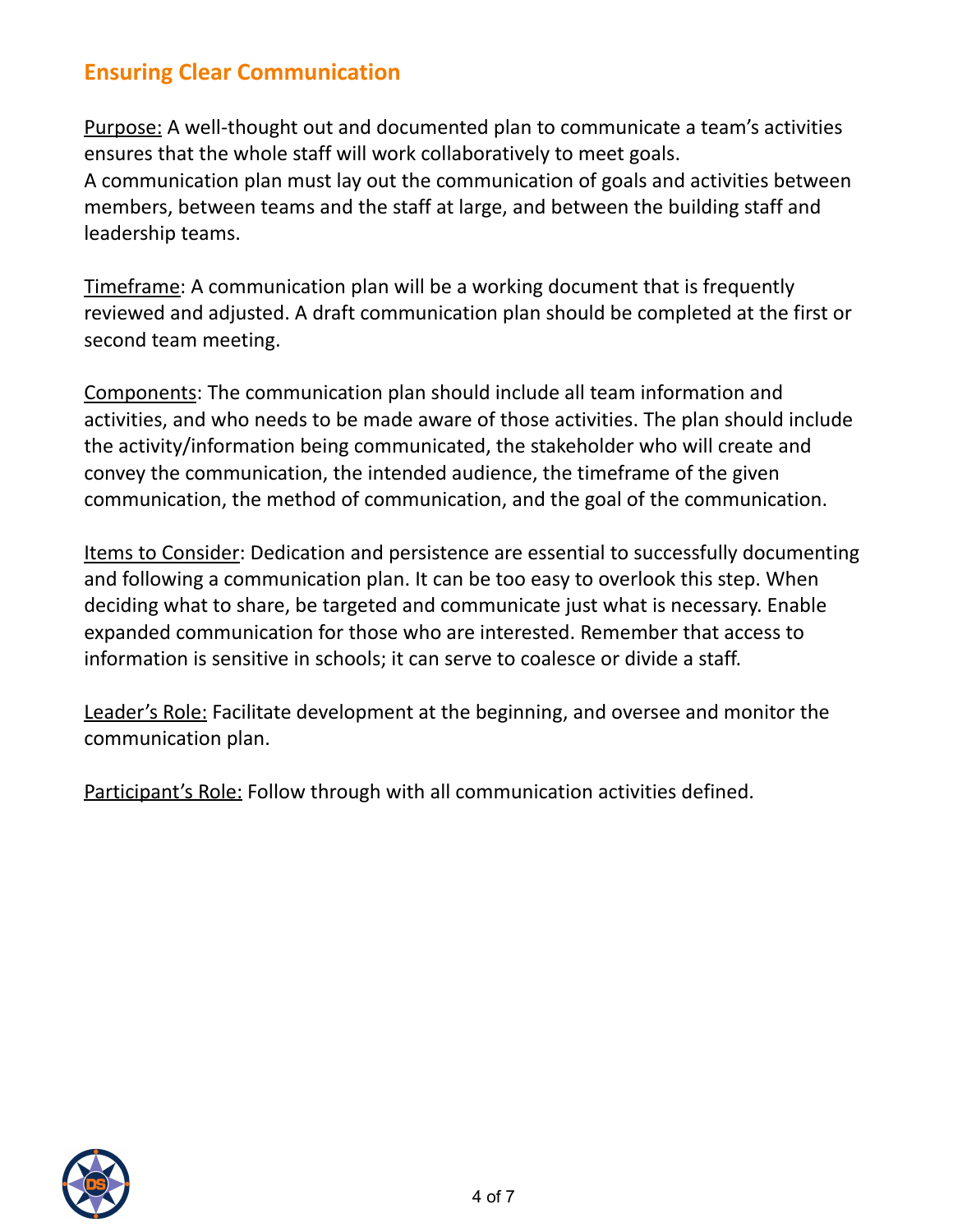## Ensuring Clear Communication

Purpose: A well-thought out and documented plan to communicate a team's activities ensures that the whole staff will work collaboratively to meet goals.
A communication plan must lay out the communication of goals and activities between members, between teams and the staff at large, and between the building staff and leadership teams.

Timeframe: A communication plan will be a working document that is frequently reviewed and adjusted. A draft communication plan should be completed at the first or second team meeting.

Components: The communication plan should include all team information and activities, and who needs to be made aware of those activities. The plan should include the activity/information being communicated, the stakeholder who will create and convey the communication, the intended audience, the timeframe of the given communication, the method of communication, and the goal of the communication.

Items to Consider: Dedication and persistence are essential to successfully documenting and following a communication plan. It can be too easy to overlook this step. When deciding what to share, be targeted and communicate just what is necessary. Enable expanded communication for those who are interested. Remember that access to information is sensitive in schools; it can serve to coalesce or divide a staff.

Leader's Role: Facilitate development at the beginning, and oversee and monitor the communication plan.

Participant's Role: Follow through with all communication activities defined.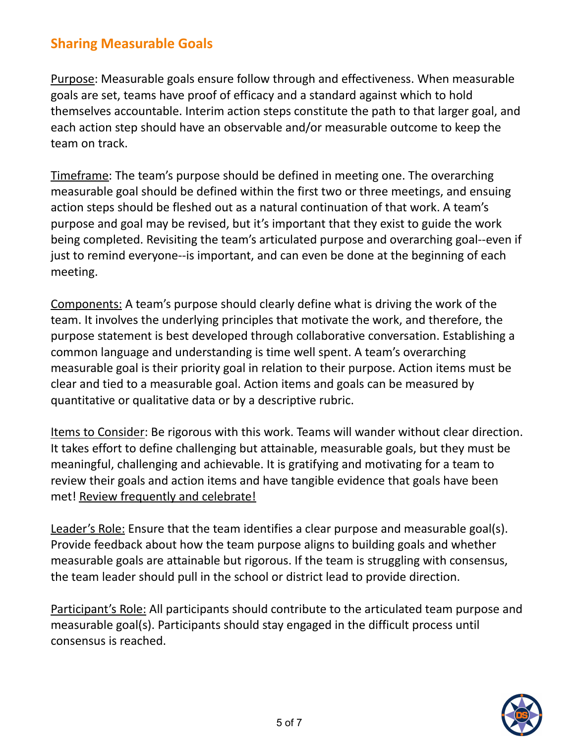## Sharing Measurable Goals

Purpose: Measurable goals ensure follow through and effectiveness. When measurable goals are set, teams have proof of efficacy and a standard against which to hold themselves accountable. Interim action steps constitute the path to that larger goal, and each action step should have an observable and/or measurable outcome to keep the team on track.

Timeframe: The team's purpose should be defined in meeting one. The overarching measurable goal should be defined within the first two or three meetings, and ensuing action steps should be fleshed out as a natural continuation of that work. A team's purpose and goal may be revised, but it's important that they exist to guide the work being completed. Revisiting the team's articulated purpose and overarching goal--even if just to remind everyone--is important, and can even be done at the beginning of each meeting.

Components: A team's purpose should clearly define what is driving the work of the team. It involves the underlying principles that motivate the work, and therefore, the purpose statement is best developed through collaborative conversation. Establishing a common language and understanding is time well spent. A team's overarching measurable goal is their priority goal in relation to their purpose. Action items must be clear and tied to a measurable goal. Action items and goals can be measured by quantitative or qualitative data or by a descriptive rubric.

Items to Consider: Be rigorous with this work. Teams will wander without clear direction. It takes effort to define challenging but attainable, measurable goals, but they must be meaningful, challenging and achievable. It is gratifying and motivating for a team to review their goals and action items and have tangible evidence that goals have been met! Review frequently and celebrate!

Leader's Role: Ensure that the team identifies a clear purpose and measurable goal(s). Provide feedback about how the team purpose aligns to building goals and whether measurable goals are attainable but rigorous. If the team is struggling with consensus, the team leader should pull in the school or district lead to provide direction.

Participant's Role: All participants should contribute to the articulated team purpose and measurable goal(s). Participants should stay engaged in the difficult process until consensus is reached.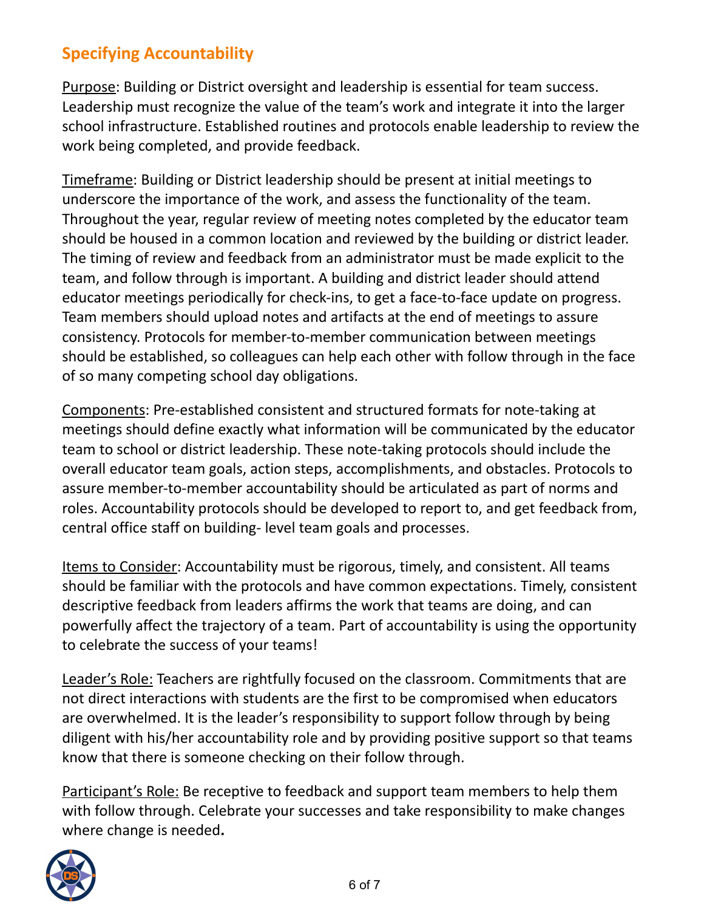## Specifying Accountability

Purpose: Building or District oversight and leadership is essential for team success. Leadership must recognize the value of the team's work and integrate it into the larger school infrastructure. Established routines and protocols enable leadership to review the work being completed, and provide feedback.

Timeframe: Building or District leadership should be present at initial meetings to underscore the importance of the work, and assess the functionality of the team. Throughout the year, regular review of meeting notes completed by the educator team should be housed in a common location and reviewed by the building or district leader. The timing of review and feedback from an administrator must be made explicit to the team, and follow through is important. A building and district leader should attend educator meetings periodically for check-ins, to get a face-to-face update on progress. Team members should upload notes and artifacts at the end of meetings to assure consistency. Protocols for member-to-member communication between meetings should be established, so colleagues can help each other with follow through in the face of so many competing school day obligations.

Components: Pre-established consistent and structured formats for note-taking at meetings should define exactly what information will be communicated by the educator team to school or district leadership. These note-taking protocols should include the overall educator team goals, action steps, accomplishments, and obstacles. Protocols to assure member-to-member accountability should be articulated as part of norms and roles. Accountability protocols should be developed to report to, and get feedback from, central office staff on building- level team goals and processes.

Items to Consider: Accountability must be rigorous, timely, and consistent. All teams should be familiar with the protocols and have common expectations. Timely, consistent descriptive feedback from leaders affirms the work that teams are doing, and can powerfully affect the trajectory of a team. Part of accountability is using the opportunity to celebrate the success of your teams!

Leader's Role: Teachers are rightfully focused on the classroom. Commitments that are not direct interactions with students are the first to be compromised when educators are overwhelmed. It is the leader's responsibility to support follow through by being diligent with his/her accountability role and by providing positive support so that teams know that there is someone checking on their follow through.

Participant's Role: Be receptive to feedback and support team members to help them with follow through. Celebrate your successes and take responsibility to make changes where change is needed**.**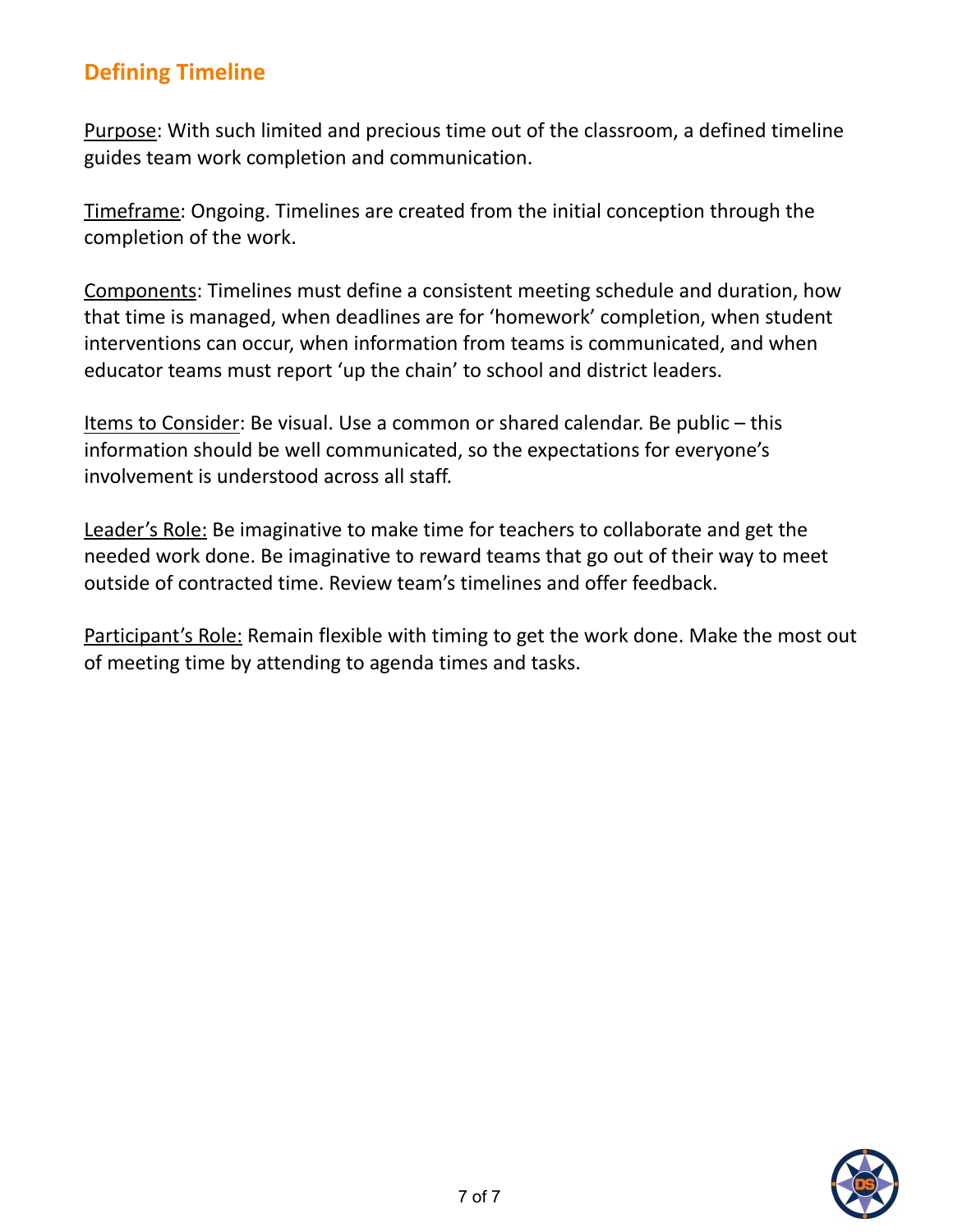## Defining Timeline

Purpose: With such limited and precious time out of the classroom, a defined timeline guides team work completion and communication.

Timeframe: Ongoing. Timelines are created from the initial conception through the completion of the work.

Components: Timelines must define a consistent meeting schedule and duration, how that time is managed, when deadlines are for 'homework' completion, when student interventions can occur, when information from teams is communicated, and when educator teams must report 'up the chain' to school and district leaders.

Items to Consider: Be visual. Use a common or shared calendar. Be public – this information should be well communicated, so the expectations for everyone's involvement is understood across all staff.

Leader's Role: Be imaginative to make time for teachers to collaborate and get the needed work done. Be imaginative to reward teams that go out of their way to meet outside of contracted time. Review team's timelines and offer feedback.

Participant's Role: Remain flexible with timing to get the work done. Make the most out of meeting time by attending to agenda times and tasks.